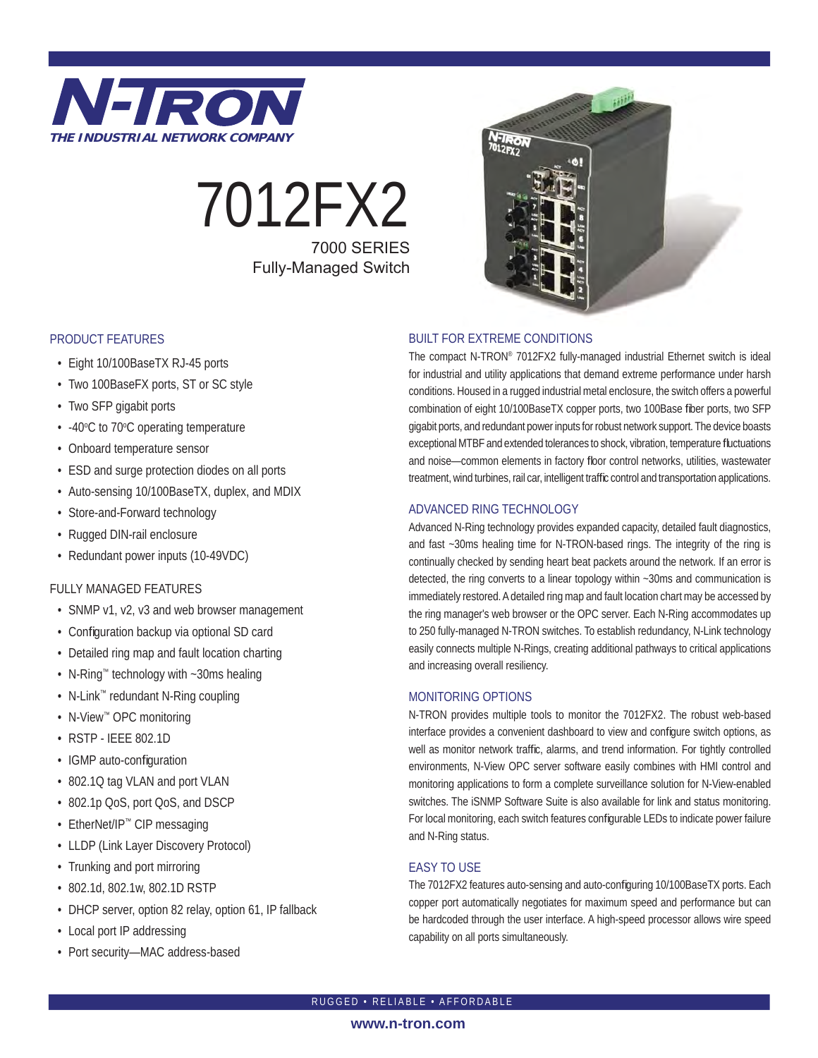# N-TRON

*THE INDUSTRIAL NETWORK COMPANY*

# 7012FX2

## 7000 SERIES
## Fully-Managed Switch

### PRODUCT FEATURES

- Eight 10/100BaseTX RJ-45 ports
- Two 100BaseFX ports, ST or SC style
- Two SFP gigabit ports
- -40ºC to 70ºC operating temperature
- Onboard temperature sensor
- ESD and surge protection diodes on all ports
- Auto-sensing 10/100BaseTX, duplex, and MDIX
- Store-and-Forward technology
- Rugged DIN-rail enclosure
- Redundant power inputs (10-49VDC)

### FULLY MANAGED FEATURES

- SNMP v1, v2, v3 and web browser management
- Configuration backup via optional SD card
- Detailed ring map and fault location charting
- N-Ring™ technology with ~30ms healing
- N-Link™ redundant N-Ring coupling
- N-View™ OPC monitoring
- RSTP - IEEE 802.1D
- IGMP auto-configuration
- 802.1Q tag VLAN and port VLAN
- 802.1p QoS, port QoS, and DSCP
- EtherNet/IP™ CIP messaging
- LLDP (Link Layer Discovery Protocol)
- Trunking and port mirroring
- 802.1d, 802.1w, 802.1D RSTP
- DHCP server, option 82 relay, option 61, IP fallback
- Local port IP addressing
- Port security—MAC address-based

### BUILT FOR EXTREME CONDITIONS

The compact N-TRON® 7012FX2 fully-managed industrial Ethernet switch is ideal for industrial and utility applications that demand extreme performance under harsh conditions. Housed in a rugged industrial metal enclosure, the switch offers a powerful combination of eight 10/100BaseTX copper ports, two 100Base fiber ports, two SFP gigabit ports, and redundant power inputs for robust network support. The device boasts exceptional MTBF and extended tolerances to shock, vibration, temperature fluctuations and noise—common elements in factory floor control networks, utilities, wastewater treatment, wind turbines, rail car, intelligent traffic control and transportation applications.

### ADVANCED RING TECHNOLOGY

Advanced N-Ring technology provides expanded capacity, detailed fault diagnostics, and fast ~30ms healing time for N-TRON-based rings. The integrity of the ring is continually checked by sending heart beat packets around the network. If an error is detected, the ring converts to a linear topology within ~30ms and communication is immediately restored. A detailed ring map and fault location chart may be accessed by the ring manager's web browser or the OPC server. Each N-Ring accommodates up to 250 fully-managed N-TRON switches. To establish redundancy, N-Link technology easily connects multiple N-Rings, creating additional pathways to critical applications and increasing overall resiliency.

### MONITORING OPTIONS

N-TRON provides multiple tools to monitor the 7012FX2. The robust web-based interface provides a convenient dashboard to view and configure switch options, as well as monitor network traffic, alarms, and trend information. For tightly controlled environments, N-View OPC server software easily combines with HMI control and monitoring applications to form a complete surveillance solution for N-View-enabled switches. The iSNMP Software Suite is also available for link and status monitoring. For local monitoring, each switch features configurable LEDs to indicate power failure and N-Ring status.

### EASY TO USE

The 7012FX2 features auto-sensing and auto-configuring 10/100BaseTX ports. Each copper port automatically negotiates for maximum speed and performance but can be hardcoded through the user interface. A high-speed processor allows wire speed capability on all ports simultaneously.

RUGGED • RELIABLE • AFFORDABLE

www.n-tron.com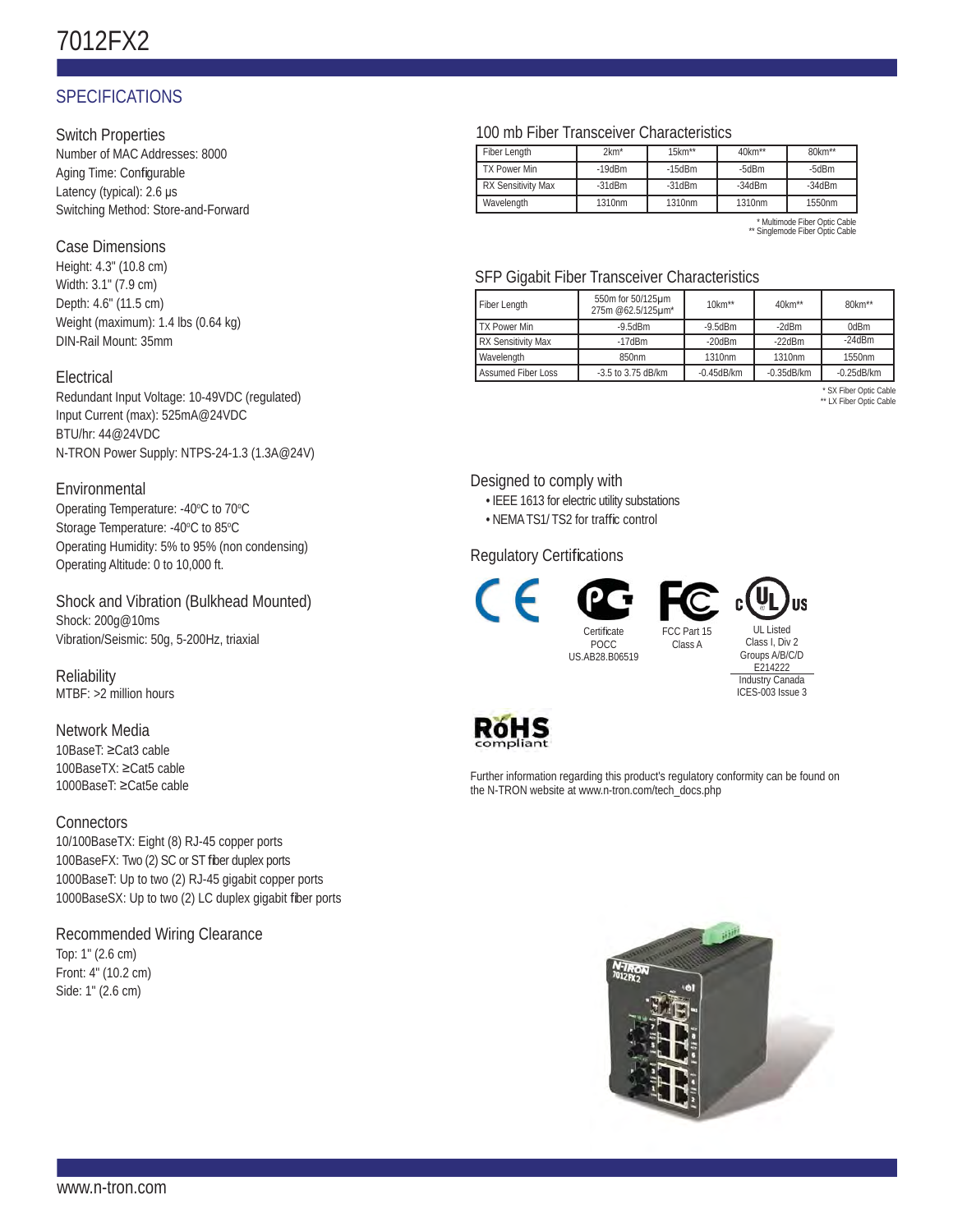# 7012FX2

## SPECIFICATIONS

### Switch Properties
Number of MAC Addresses: 8000
Aging Time: Configurable
Latency (typical): 2.6 μs
Switching Method: Store-and-Forward

### Case Dimensions
Height: 4.3" (10.8 cm)
Width: 3.1" (7.9 cm)
Depth: 4.6" (11.5 cm)
Weight (maximum): 1.4 lbs (0.64 kg)
DIN-Rail Mount: 35mm

### Electrical
Redundant Input Voltage: 10-49VDC (regulated)
Input Current (max): 525mA@24VDC
BTU/hr: 44@24VDC
N-TRON Power Supply: NTPS-24-1.3 (1.3A@24V)

### Environmental
Operating Temperature: -40°C to 70°C
Storage Temperature: -40°C to 85°C
Operating Humidity: 5% to 95% (non condensing)
Operating Altitude: 0 to 10,000 ft.

### Shock and Vibration (Bulkhead Mounted)
Shock: 200g@10ms
Vibration/Seismic: 50g, 5-200Hz, triaxial

### Reliability
MTBF: >2 million hours

### Network Media
10BaseT: ≥Cat3 cable
100BaseTX: ≥Cat5 cable
1000BaseT: ≥Cat5e cable

### Connectors
10/100BaseTX: Eight (8) RJ-45 copper ports
100BaseFX: Two (2) SC or ST fiber duplex ports
1000BaseT: Up to two (2) RJ-45 gigabit copper ports
1000BaseSX: Up to two (2) LC duplex gigabit fiber ports

### Recommended Wiring Clearance
Top: 1" (2.6 cm)
Front: 4" (10.2 cm)
Side: 1" (2.6 cm)

### 100 mb Fiber Transceiver Characteristics

| Fiber Length | 2km* | 15km** | 40km** | 80km** |
|---|---|---|---|---|
| TX Power Min | -19dBm | -15dBm | -5dBm | -5dBm |
| RX Sensitivity Max | -31dBm | -31dBm | -34dBm | -34dBm |
| Wavelength | 1310nm | 1310nm | 1310nm | 1550nm |

\* Multimode Fiber Optic Cable
** Singlemode Fiber Optic Cable

### SFP Gigabit Fiber Transceiver Characteristics

| Fiber Length | 550m for 50/125μm 275m @62.5/125μm* | 10km** | 40km** | 80km** |
|---|---|---|---|---|
| TX Power Min | -9.5dBm | -9.5dBm | -2dBm | 0dBm |
| RX Sensitivity Max | -17dBm | -20dBm | -22dBm | -24dBm |
| Wavelength | 850nm | 1310nm | 1310nm | 1550nm |
| Assumed Fiber Loss | -3.5 to 3.75 dB/km | -0.45dB/km | -0.35dB/km | -0.25dB/km |

\* SX Fiber Optic Cable
** LX Fiber Optic Cable

### Designed to comply with
- IEEE 1613 for electric utility substations
- NEMA TS1/ TS2 for traffic control

### Regulatory Certifications

Certificate POCC US.AB28.B06519

FCC Part 15 Class A

UL Listed Class I, Div 2 Groups A/B/C/D E214222

Industry Canada ICES-003 Issue 3

RoHS compliant

Further information regarding this product's regulatory conformity can be found on the N-TRON website at www.n-tron.com/tech_docs.php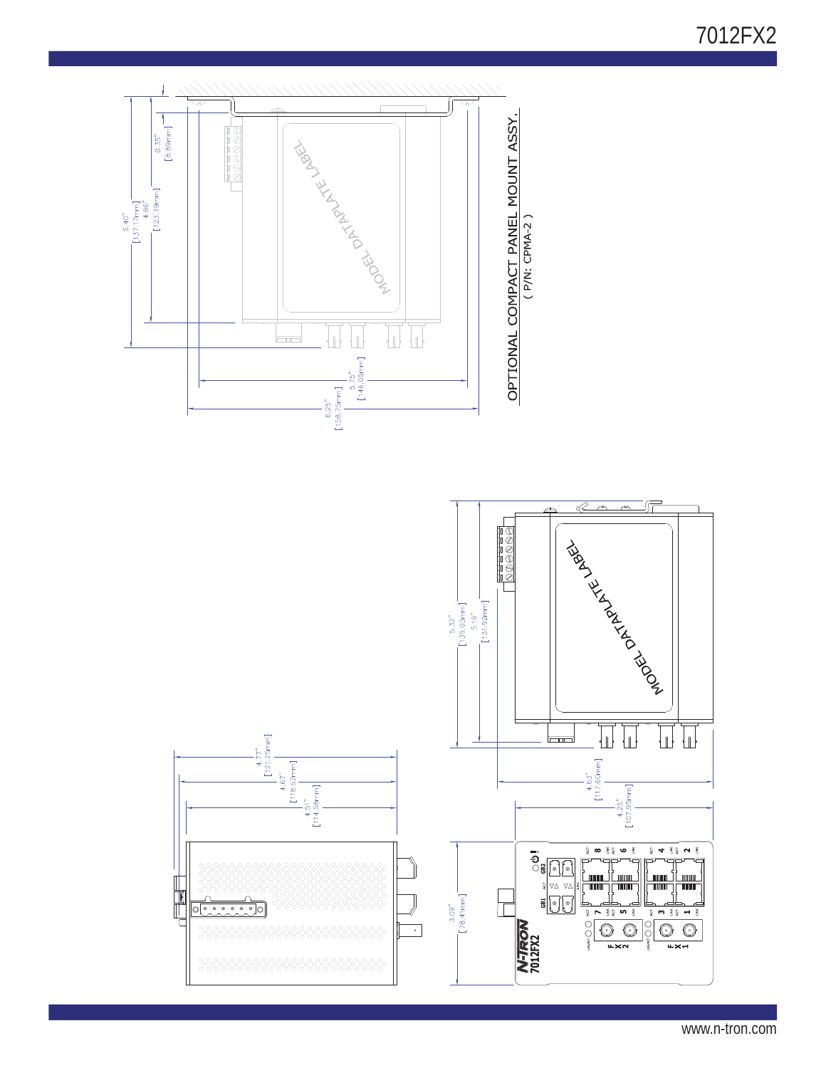OPTIONAL COMPACT PANEL MOUNT ASSY.
( P/N: CPMA-2 )

0.35" [8.89mm]

4.86" [123.39mm]

5.40" [137.17mm]

5.75" [146.05mm]

6.25" [158.75mm]

MODEL DATAPLATE LABEL

5.32" [135.03mm]

5.19" [131.92mm]

4.63" [117.60mm]

4.25" [107.95mm]

4.77" [121.25mm]

4.67" [118.52mm]

4.51" [114.58mm]

3.09" [78.41mm]

N-TRON
7012FX2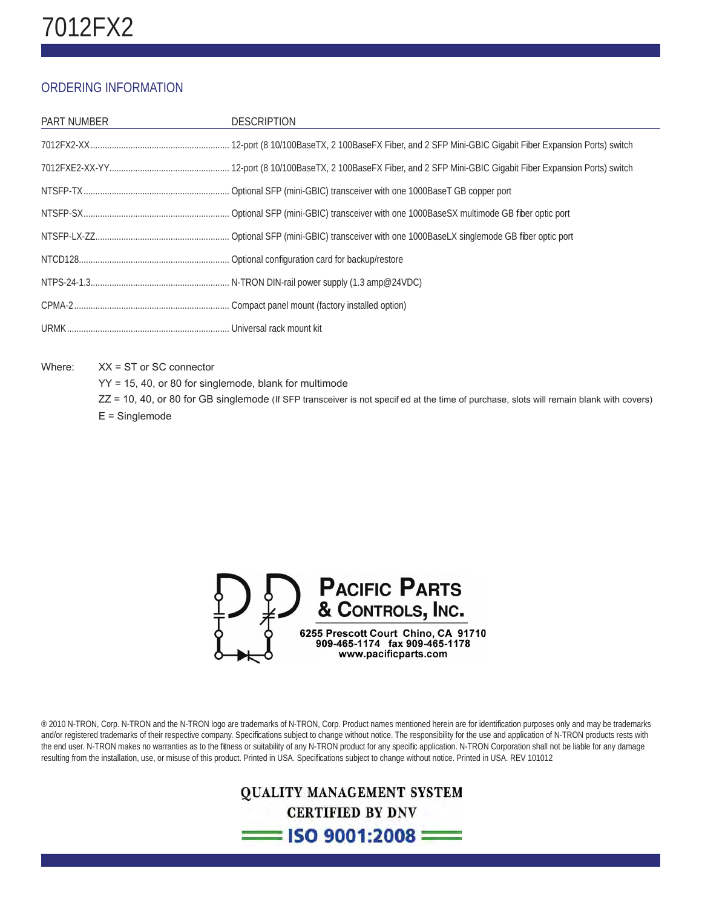# 7012FX2

## ORDERING INFORMATION

| PART NUMBER | DESCRIPTION |
|---|---|
| 7012FX2-XX | 12-port (8 10/100BaseTX, 2 100BaseFX Fiber, and 2 SFP Mini-GBIC Gigabit Fiber Expansion Ports) switch |
| 7012FXE2-XX-YY | 12-port (8 10/100BaseTX, 2 100BaseFX Fiber, and 2 SFP Mini-GBIC Gigabit Fiber Expansion Ports) switch |
| NTSFP-TX | Optional SFP (mini-GBIC) transceiver with one 1000BaseT GB copper port |
| NTSFP-SX | Optional SFP (mini-GBIC) transceiver with one 1000BaseSX multimode GB fiber optic port |
| NTSFP-LX-ZZ | Optional SFP (mini-GBIC) transceiver with one 1000BaseLX singlemode GB fiber optic port |
| NTCD128 | Optional configuration card for backup/restore |
| NTPS-24-1.3 | N-TRON DIN-rail power supply (1.3 amp@24VDC) |
| CPMA-2 | Compact panel mount (factory installed option) |
| URMK | Universal rack mount kit |

Where:
XX = ST or SC connector
YY = 15, 40, or 80 for singlemode, blank for multimode
ZZ = 10, 40, or 80 for GB singlemode (If SFP transceiver is not specified at the time of purchase, slots will remain blank with covers)
E = Singlemode

**PACIFIC PARTS & CONTROLS, INC.**
6255 Prescott Court Chino, CA 91710
909-465-1174 fax 909-465-1178
www.pacificparts.com

® 2010 N-TRON, Corp. N-TRON and the N-TRON logo are trademarks of N-TRON, Corp. Product names mentioned herein are for identification purposes only and may be trademarks and/or registered trademarks of their respective company. Specifications subject to change without notice. The responsibility for the use and application of N-TRON products rests with the end user. N-TRON makes no warranties as to the fitness or suitability of any N-TRON product for any specific application. N-TRON Corporation shall not be liable for any damage resulting from the installation, use, or misuse of this product. Printed in USA. Specifications subject to change without notice. Printed in USA. REV 101012

QUALITY MANAGEMENT SYSTEM
CERTIFIED BY DNV
ISO 9001:2008